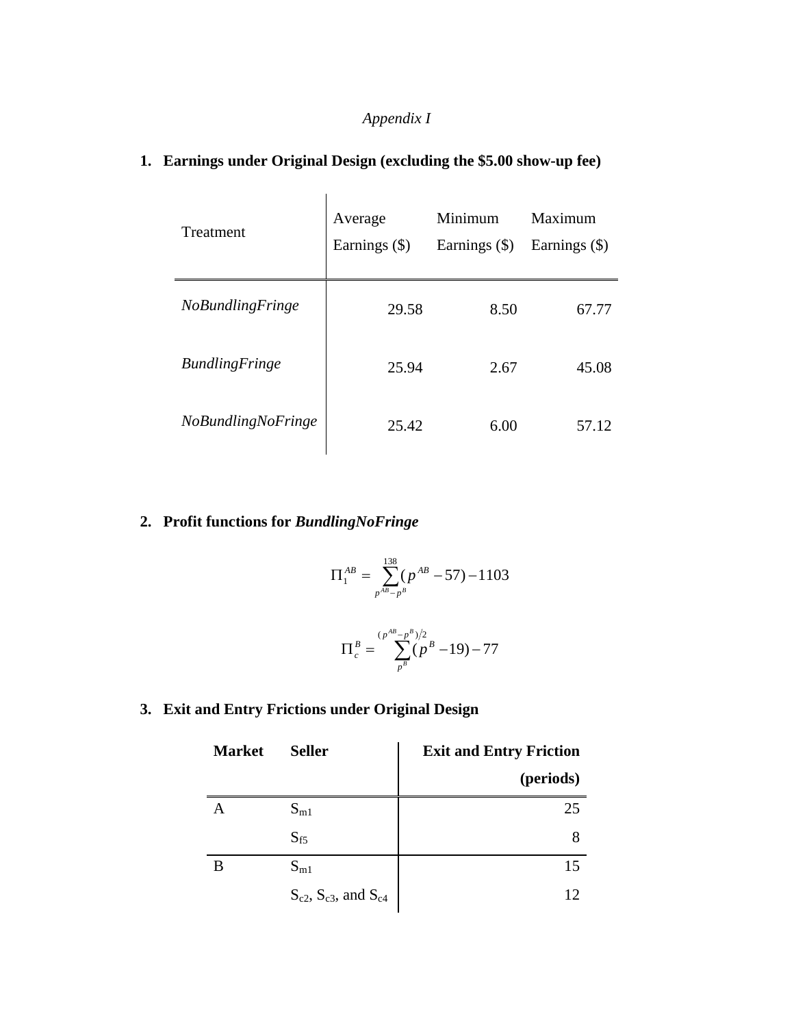*Appendix I*

## 1. Earnings under Original Design (excluding the $5.00 show-up fee)

| Treatment | Average Earnings ($) | Minimum Earnings ($) | Maximum Earnings ($) |
|---|---|---|---|
| *NoBundlingFringe* | 29.58 | 8.50 | 67.77 |
| *BundlingFringe* | 25.94 | 2.67 | 45.08 |
| *NoBundlingNoFringe* | 25.42 | 6.00 | 57.12 |

## 2. Profit functions for *BundlingNoFringe*

$$\Pi_1^{AB} = \sum_{p^{AB}-p^{B}}^{138} (p^{AB} - 57) - 1103$$

$$\Pi_c^{B} = \sum_{p^{B}}^{(p^{AB}-p^{B})/2} (p^{B} - 19) - 77$$

## 3. Exit and Entry Frictions under Original Design

| Market | Seller | Exit and Entry Friction (periods) |
|---|---|---|
| A | $S_{m1}$ | 25 |
| | $S_{f5}$ | 8 |
| B | $S_{m1}$ | 15 |
| | $S_{c2}$, $S_{c3}$, and $S_{c4}$ | 12 |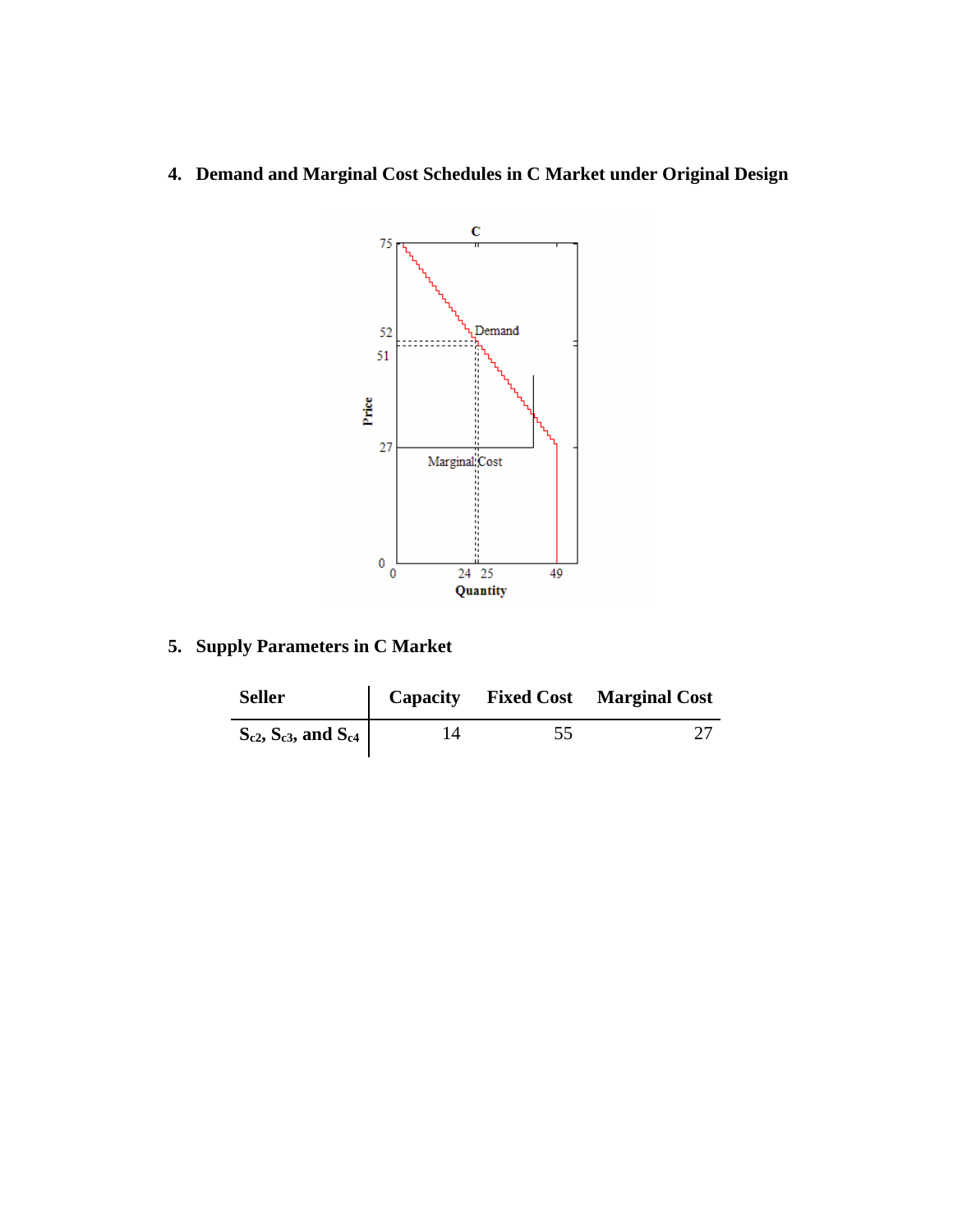4. **Demand and Marginal Cost Schedules in C Market under Original Design**

5. **Supply Parameters in C Market**

| Seller | Capacity | Fixed Cost | Marginal Cost |
| --- | --- | --- | --- |
| $S_{c2}$, $S_{c3}$, and $S_{c4}$ | 14 | 55 | 27 |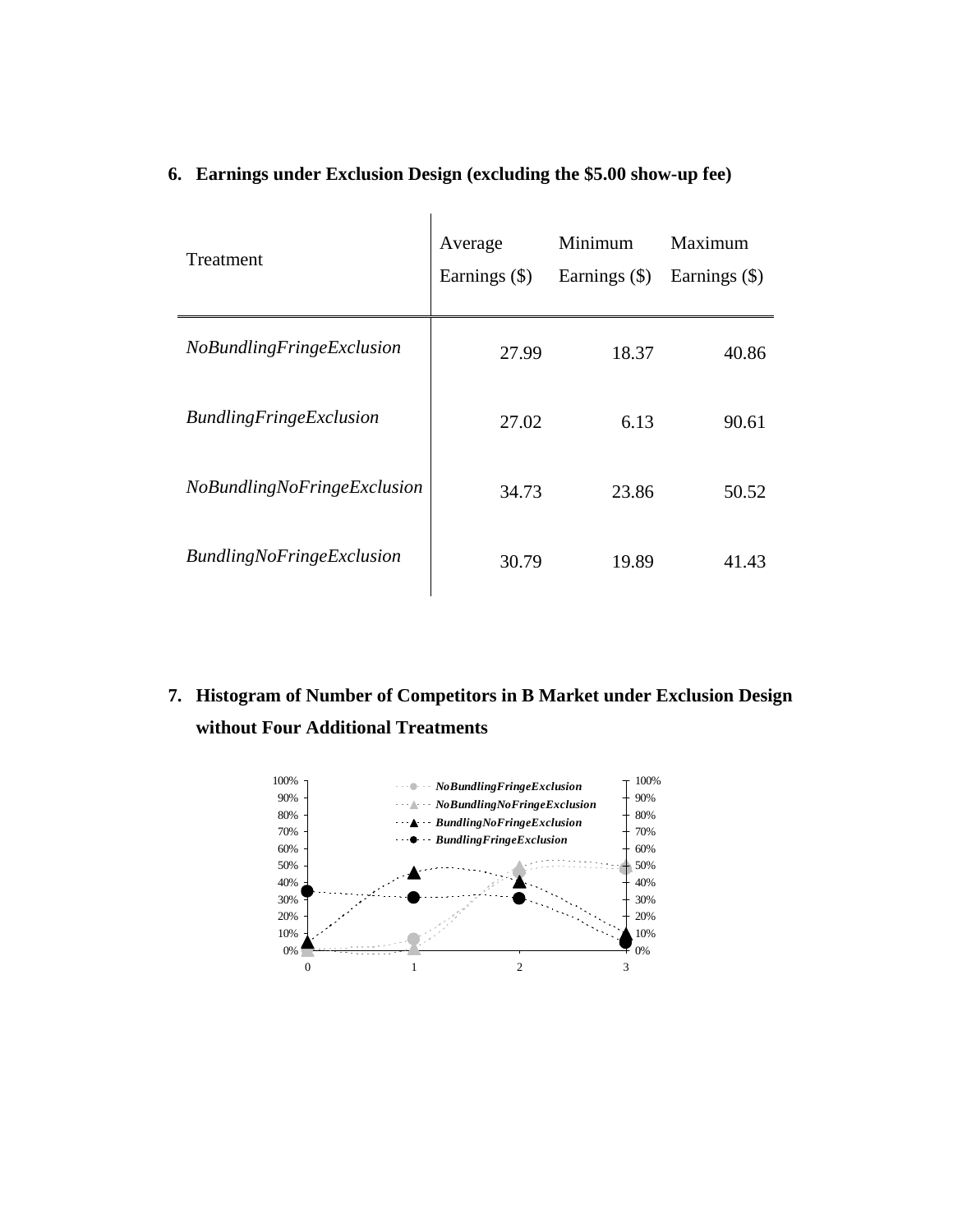## 6. Earnings under Exclusion Design (excluding the $5.00 show-up fee)

| Treatment | Average Earnings ($) | Minimum Earnings ($) | Maximum Earnings ($) |
|---|---|---|---|
| *NoBundlingFringeExclusion* | 27.99 | 18.37 | 40.86 |
| *BundlingFringeExclusion* | 27.02 | 6.13 | 90.61 |
| *NoBundlingNoFringeExclusion* | 34.73 | 23.86 | 50.52 |
| *BundlingNoFringeExclusion* | 30.79 | 19.89 | 41.43 |

## 7. Histogram of Number of Competitors in B Market under Exclusion Design without Four Additional Treatments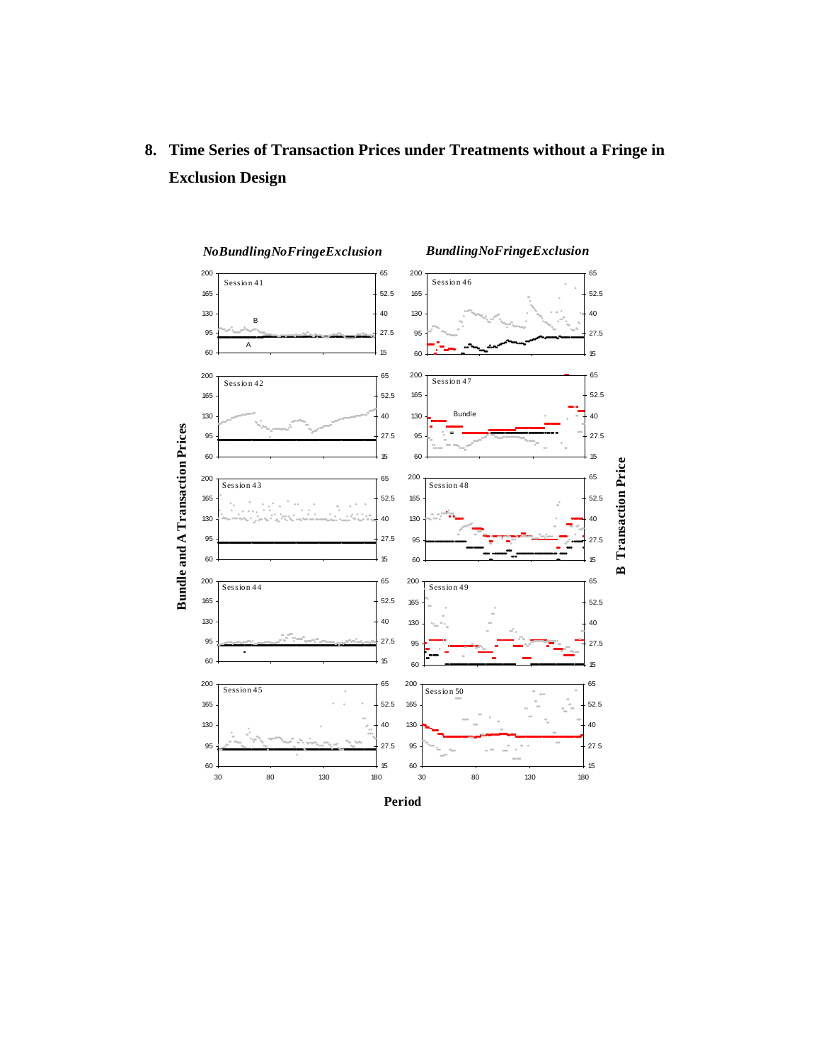## 8. Time Series of Transaction Prices under Treatments without a Fringe in Exclusion Design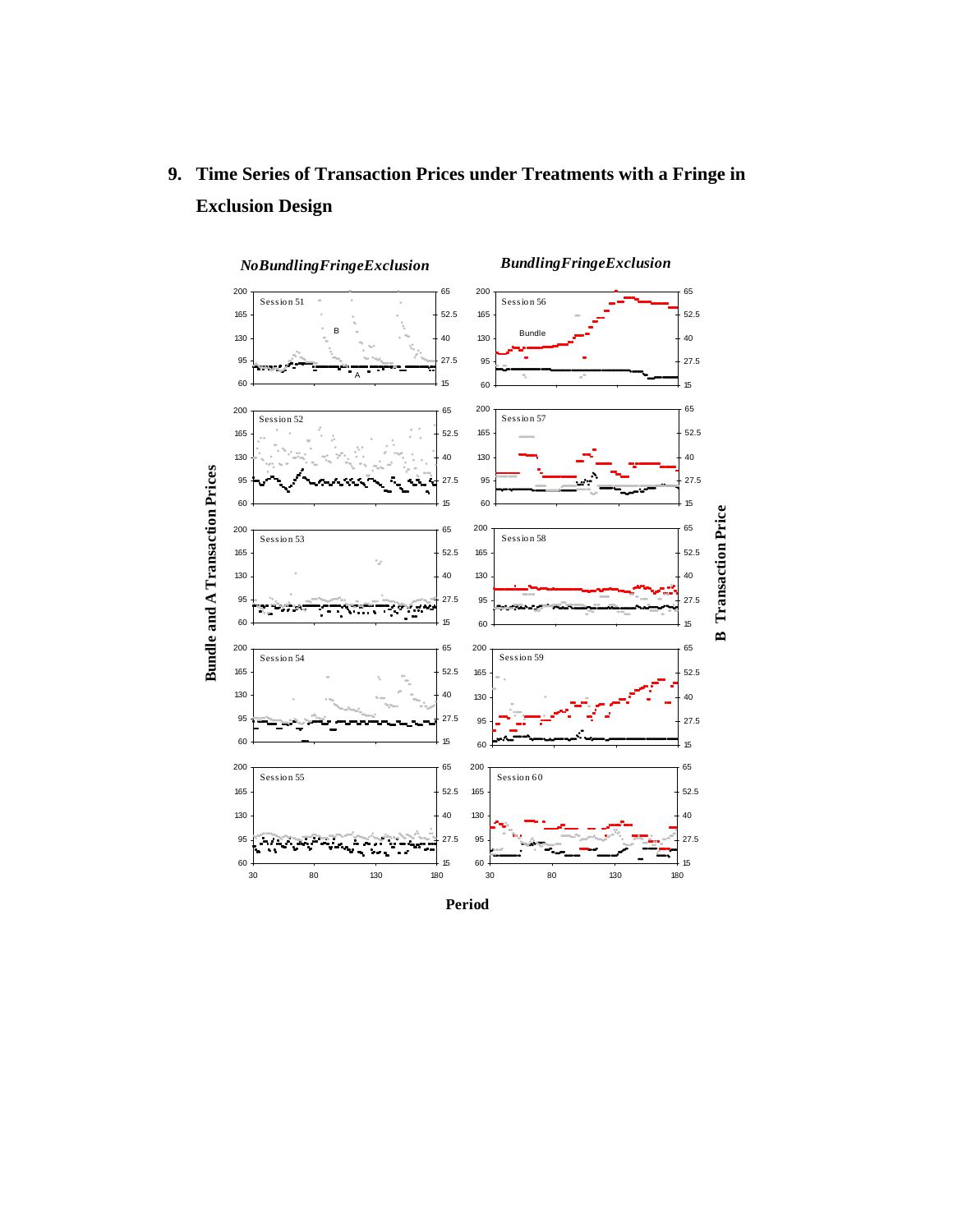## 9. Time Series of Transaction Prices under Treatments with a Fringe in Exclusion Design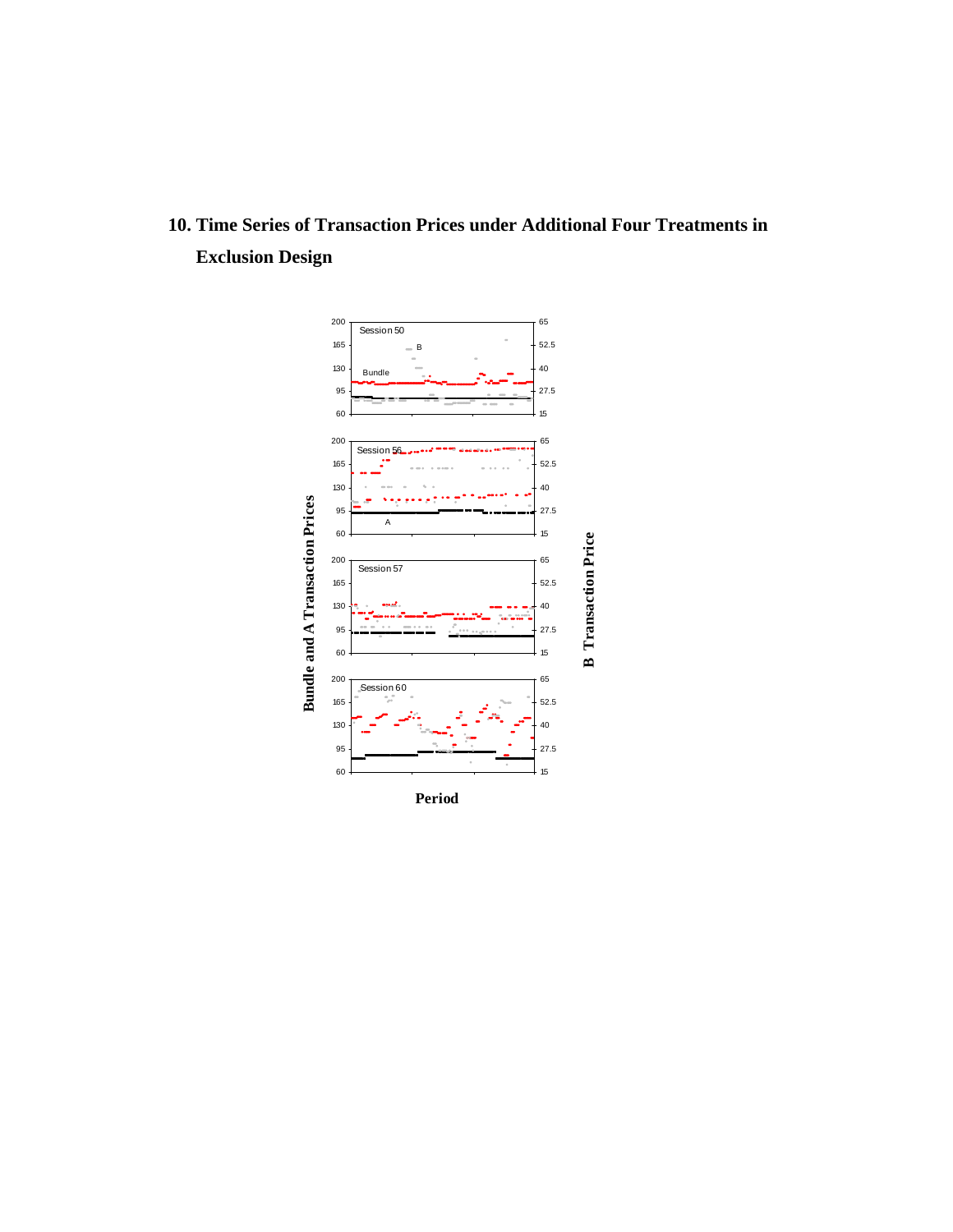## 10. Time Series of Transaction Prices under Additional Four Treatments in Exclusion Design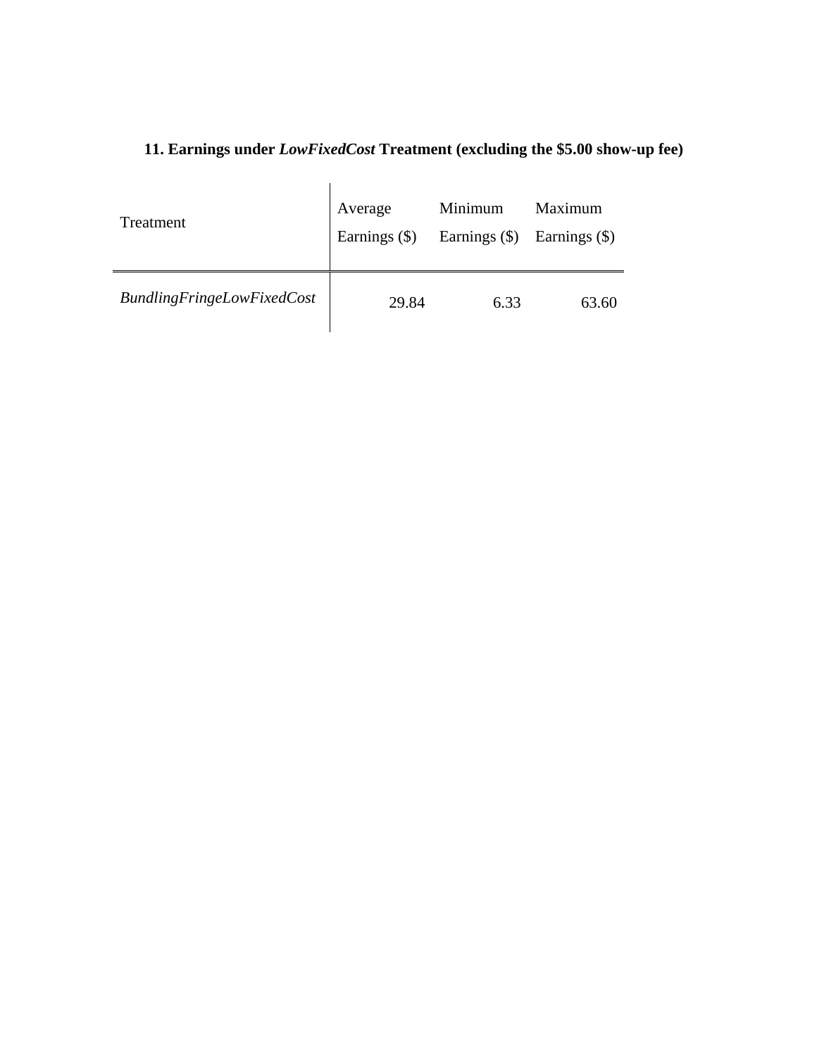### 11. Earnings under *LowFixedCost* Treatment (excluding the $5.00 show-up fee)

| Treatment | Average Earnings ($) | Minimum Earnings ($) | Maximum Earnings ($) |
|---|---|---|---|
| *BundlingFringeLowFixedCost* | 29.84 | 6.33 | 63.60 |